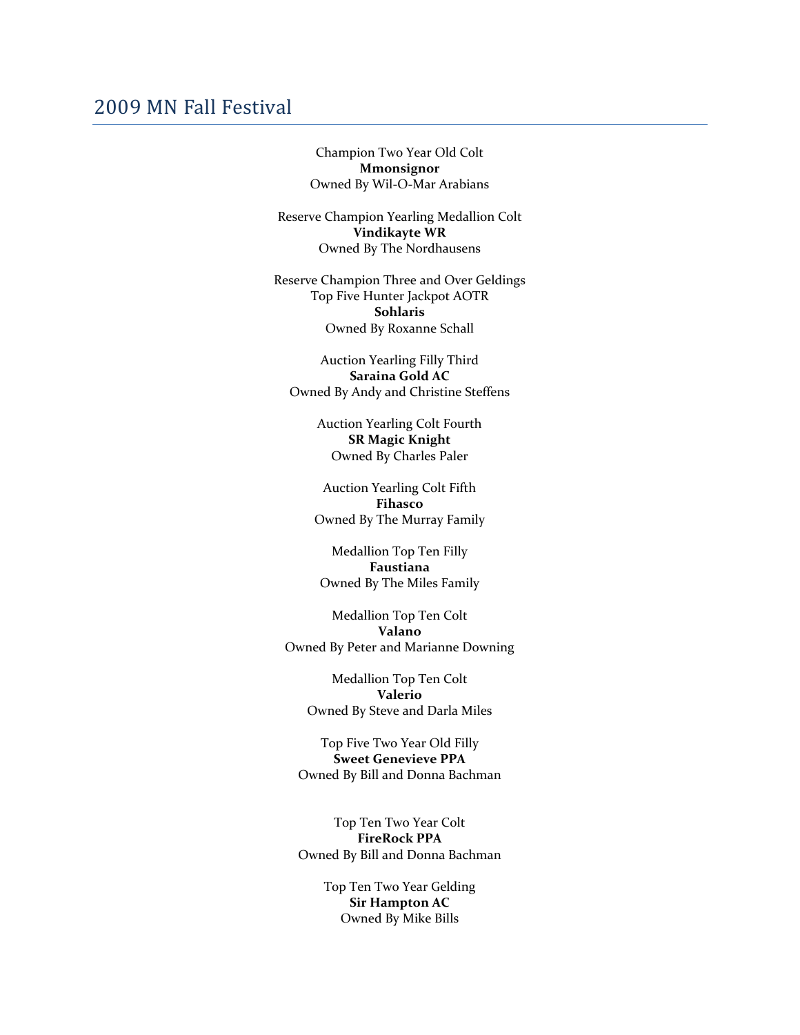# 2009 MN Fall Festival

Champion Two Year Old Colt
**Mmonsignor**
Owned By Wil-O-Mar Arabians

Reserve Champion Yearling Medallion Colt
**Vindikayte WR**
Owned By The Nordhausens

Reserve Champion Three and Over Geldings
Top Five Hunter Jackpot AOTR
**Sohlaris**
Owned By Roxanne Schall

Auction Yearling Filly Third
**Saraina Gold AC**
Owned By Andy and Christine Steffens

Auction Yearling Colt Fourth
**SR Magic Knight**
Owned By Charles Paler

Auction Yearling Colt Fifth
**Fihasco**
Owned By The Murray Family

Medallion Top Ten Filly
**Faustiana**
Owned By The Miles Family

Medallion Top Ten Colt
**Valano**
Owned By Peter and Marianne Downing

Medallion Top Ten Colt
**Valerio**
Owned By Steve and Darla Miles

Top Five Two Year Old Filly
**Sweet Genevieve PPA**
Owned By Bill and Donna Bachman

Top Ten Two Year Colt
**FireRock PPA**
Owned By Bill and Donna Bachman

Top Ten Two Year Gelding
**Sir Hampton AC**
Owned By Mike Bills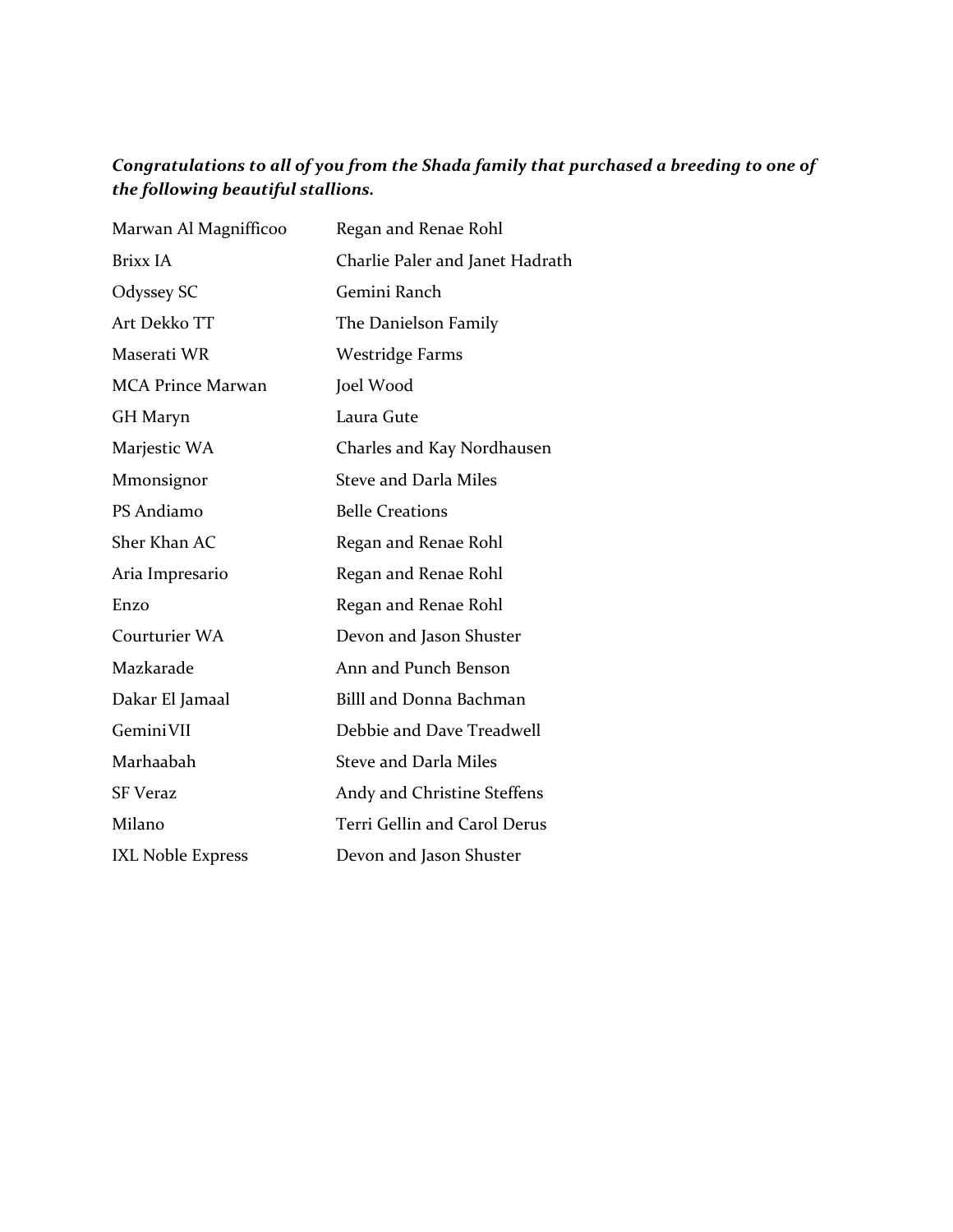***Congratulations to all of you from the Shada family that purchased a breeding to one of the following beautiful stallions.***

| | |
|---|---|
| Marwan Al Magnifficoo | Regan and Renae Rohl |
| Brixx IA | Charlie Paler and Janet Hadrath |
| Odyssey SC | Gemini Ranch |
| Art Dekko TT | The Danielson Family |
| Maserati WR | Westridge Farms |
| MCA Prince Marwan | Joel Wood |
| GH Maryn | Laura Gute |
| Marjestic WA | Charles and Kay Nordhausen |
| Mmonsignor | Steve and Darla Miles |
| PS Andiamo | Belle Creations |
| Sher Khan AC | Regan and Renae Rohl |
| Aria Impresario | Regan and Renae Rohl |
| Enzo | Regan and Renae Rohl |
| Courturier WA | Devon and Jason Shuster |
| Mazkarade | Ann and Punch Benson |
| Dakar El Jamaal | Billl and Donna Bachman |
| Gemini VII | Debbie and Dave Treadwell |
| Marhaabah | Steve and Darla Miles |
| SF Veraz | Andy and Christine Steffens |
| Milano | Terri Gellin and Carol Derus |
| IXL Noble Express | Devon and Jason Shuster |